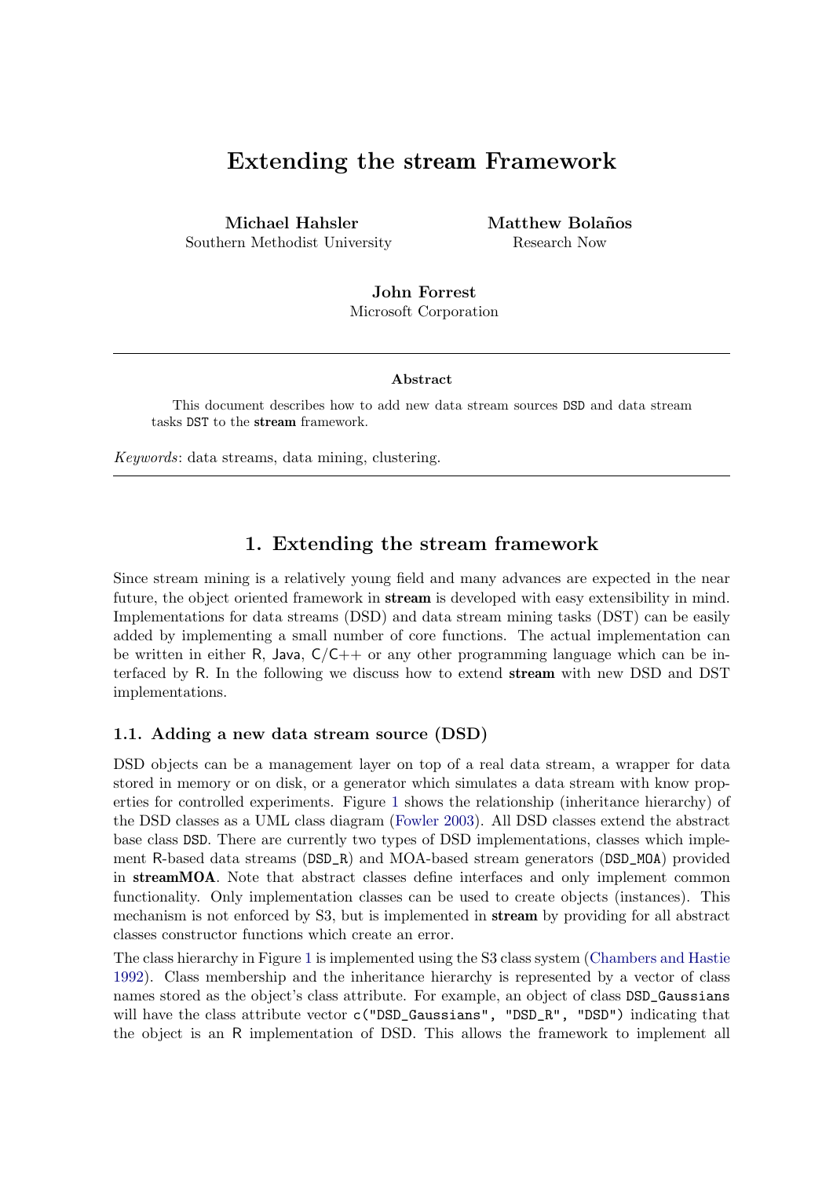# Extending the stream Framework

**Michael Hahsler**
Southern Methodist University

**Matthew Bolaños**
Research Now

**John Forrest**
Microsoft Corporation

---

**Abstract**

This document describes how to add new data stream sources DSD and data stream tasks DST to the **stream** framework.

*Keywords*: data streams, data mining, clustering.

---

## 1. Extending the stream framework

Since stream mining is a relatively young field and many advances are expected in the near future, the object oriented framework in **stream** is developed with easy extensibility in mind. Implementations for data streams (DSD) and data stream mining tasks (DST) can be easily added by implementing a small number of core functions. The actual implementation can be written in either R, Java, C/C++ or any other programming language which can be interfaced by R. In the following we discuss how to extend **stream** with new DSD and DST implementations.

### 1.1. Adding a new data stream source (DSD)

DSD objects can be a management layer on top of a real data stream, a wrapper for data stored in memory or on disk, or a generator which simulates a data stream with know properties for controlled experiments. Figure 1 shows the relationship (inheritance hierarchy) of the DSD classes as a UML class diagram (Fowler 2003). All DSD classes extend the abstract base class DSD. There are currently two types of DSD implementations, classes which implement R-based data streams (DSD_R) and MOA-based stream generators (DSD_MOA) provided in **streamMOA**. Note that abstract classes define interfaces and only implement common functionality. Only implementation classes can be used to create objects (instances). This mechanism is not enforced by S3, but is implemented in **stream** by providing for all abstract classes constructor functions which create an error.

The class hierarchy in Figure 1 is implemented using the S3 class system (Chambers and Hastie 1992). Class membership and the inheritance hierarchy is represented by a vector of class names stored as the object's class attribute. For example, an object of class DSD_Gaussians will have the class attribute vector c("DSD_Gaussians", "DSD_R", "DSD") indicating that the object is an R implementation of DSD. This allows the framework to implement all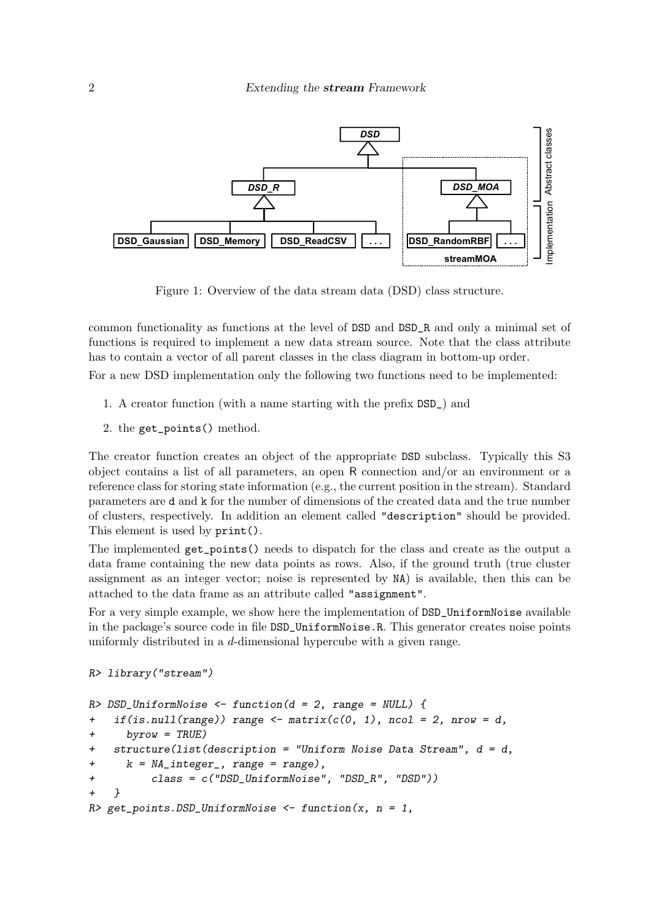Figure 1: Overview of the data stream data (DSD) class structure.

common functionality as functions at the level of DSD and DSD_R and only a minimal set of functions is required to implement a new data stream source. Note that the class attribute has to contain a vector of all parent classes in the class diagram in bottom-up order.

For a new DSD implementation only the following two functions need to be implemented:

1. A creator function (with a name starting with the prefix DSD_) and
2. the get_points() method.

The creator function creates an object of the appropriate DSD subclass. Typically this S3 object contains a list of all parameters, an open R connection and/or an environment or a reference class for storing state information (e.g., the current position in the stream). Standard parameters are d and k for the number of dimensions of the created data and the true number of clusters, respectively. In addition an element called "description" should be provided. This element is used by print().

The implemented get_points() needs to dispatch for the class and create as the output a data frame containing the new data points as rows. Also, if the ground truth (true cluster assignment as an integer vector; noise is represented by NA) is available, then this can be attached to the data frame as an attribute called "assignment".

For a very simple example, we show here the implementation of DSD_UniformNoise available in the package's source code in file DSD_UniformNoise.R. This generator creates noise points uniformly distributed in a $d$-dimensional hypercube with a given range.

```
R> library("stream")

R> DSD_UniformNoise <- function(d = 2, range = NULL) {
+   if(is.null(range)) range <- matrix(c(0, 1), ncol = 2, nrow = d,
+     byrow = TRUE)
+   structure(list(description = "Uniform Noise Data Stream", d = d,
+     k = NA_integer_, range = range),
+         class = c("DSD_UniformNoise", "DSD_R", "DSD"))
+   }
R> get_points.DSD_UniformNoise <- function(x, n = 1,
```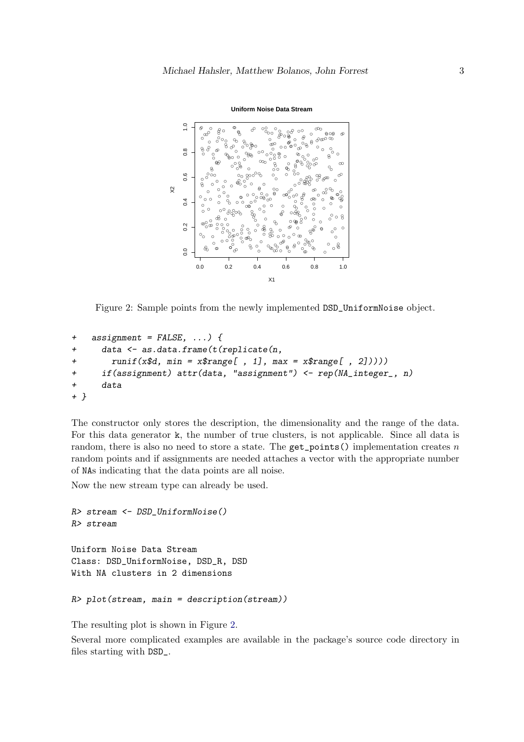Figure 2: Sample points from the newly implemented DSD_UniformNoise object.

```
+   assignment = FALSE, ...) {
+     data <- as.data.frame(t(replicate(n,
+       runif(x$d, min = x$range[ , 1], max = x$range[ , 2]))))
+     if(assignment) attr(data, "assignment") <- rep(NA_integer_, n)
+     data
+ }
```

The constructor only stores the description, the dimensionality and the range of the data. For this data generator k, the number of true clusters, is not applicable. Since all data is random, there is also no need to store a state. The get_points() implementation creates $n$ random points and if assignments are needed attaches a vector with the appropriate number of NAs indicating that the data points are all noise.

Now the new stream type can already be used.

```
R> stream <- DSD_UniformNoise()
R> stream

Uniform Noise Data Stream
Class: DSD_UniformNoise, DSD_R, DSD
With NA clusters in 2 dimensions

R> plot(stream, main = description(stream))
```

The resulting plot is shown in Figure 2.

Several more complicated examples are available in the package's source code directory in files starting with DSD_.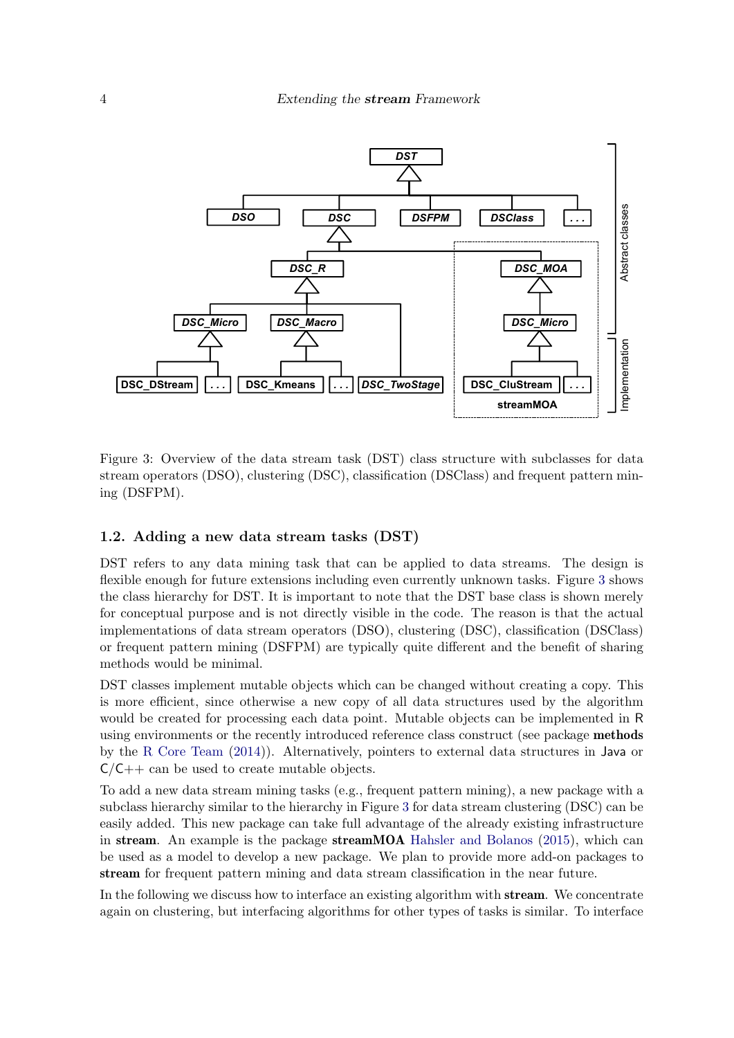Figure 3: Overview of the data stream task (DST) class structure with subclasses for data stream operators (DSO), clustering (DSC), classification (DSClass) and frequent pattern mining (DSFPM).

### 1.2. Adding a new data stream tasks (DST)

DST refers to any data mining task that can be applied to data streams. The design is flexible enough for future extensions including even currently unknown tasks. Figure 3 shows the class hierarchy for DST. It is important to note that the DST base class is shown merely for conceptual purpose and is not directly visible in the code. The reason is that the actual implementations of data stream operators (DSO), clustering (DSC), classification (DSClass) or frequent pattern mining (DSFPM) are typically quite different and the benefit of sharing methods would be minimal.

DST classes implement mutable objects which can be changed without creating a copy. This is more efficient, since otherwise a new copy of all data structures used by the algorithm would be created for processing each data point. Mutable objects can be implemented in R using environments or the recently introduced reference class construct (see package **methods** by the R Core Team (2014)). Alternatively, pointers to external data structures in Java or C/C++ can be used to create mutable objects.

To add a new data stream mining tasks (e.g., frequent pattern mining), a new package with a subclass hierarchy similar to the hierarchy in Figure 3 for data stream clustering (DSC) can be easily added. This new package can take full advantage of the already existing infrastructure in **stream**. An example is the package **streamMOA** Hahsler and Bolanos (2015), which can be used as a model to develop a new package. We plan to provide more add-on packages to **stream** for frequent pattern mining and data stream classification in the near future.

In the following we discuss how to interface an existing algorithm with **stream**. We concentrate again on clustering, but interfacing algorithms for other types of tasks is similar. To interface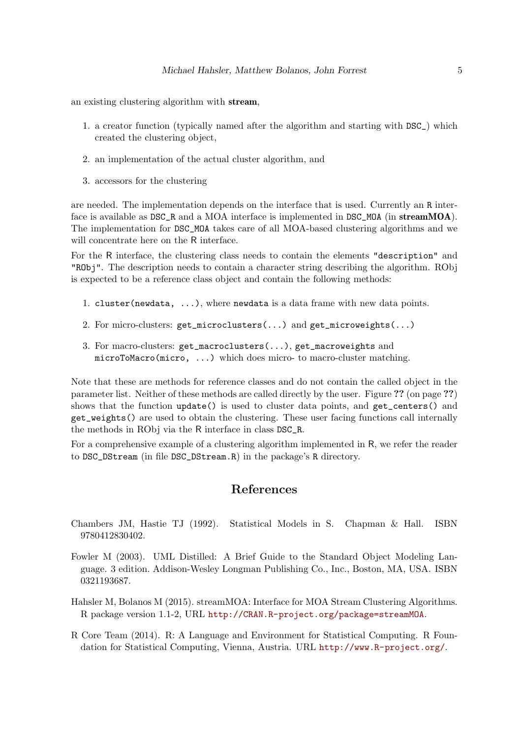an existing clustering algorithm with **stream**,

1. a creator function (typically named after the algorithm and starting with `DSC_`) which created the clustering object,
2. an implementation of the actual cluster algorithm, and
3. accessors for the clustering

are needed. The implementation depends on the interface that is used. Currently an `R` interface is available as `DSC_R` and a MOA interface is implemented in `DSC_MOA` (in **streamMOA**). The implementation for `DSC_MOA` takes care of all MOA-based clustering algorithms and we will concentrate here on the R interface.

For the R interface, the clustering class needs to contain the elements `"description"` and `"RObj"`. The description needs to contain a character string describing the algorithm. RObj is expected to be a reference class object and contain the following methods:

1. `cluster(newdata, ...)`, where `newdata` is a data frame with new data points.
2. For micro-clusters: `get_microclusters(...)` and `get_microweights(...)`
3. For macro-clusters: `get_macroclusters(...)`, `get_macroweights` and `microToMacro(micro, ...)` which does micro- to macro-cluster matching.

Note that these are methods for reference classes and do not contain the called object in the parameter list. Neither of these methods are called directly by the user. Figure **??** (on page **??**) shows that the function `update()` is used to cluster data points, and `get_centers()` and `get_weights()` are used to obtain the clustering. These user facing functions call internally the methods in RObj via the R interface in class `DSC_R`.

For a comprehensive example of a clustering algorithm implemented in R, we refer the reader to `DSC_DStream` (in file `DSC_DStream.R`) in the package's `R` directory.

## References

Chambers JM, Hastie TJ (1992). Statistical Models in S. Chapman & Hall. ISBN 9780412830402.

Fowler M (2003). UML Distilled: A Brief Guide to the Standard Object Modeling Language. 3 edition. Addison-Wesley Longman Publishing Co., Inc., Boston, MA, USA. ISBN 0321193687.

Hahsler M, Bolanos M (2015). streamMOA: Interface for MOA Stream Clustering Algorithms. R package version 1.1-2, URL http://CRAN.R-project.org/package=streamMOA.

R Core Team (2014). R: A Language and Environment for Statistical Computing. R Foundation for Statistical Computing, Vienna, Austria. URL http://www.R-project.org/.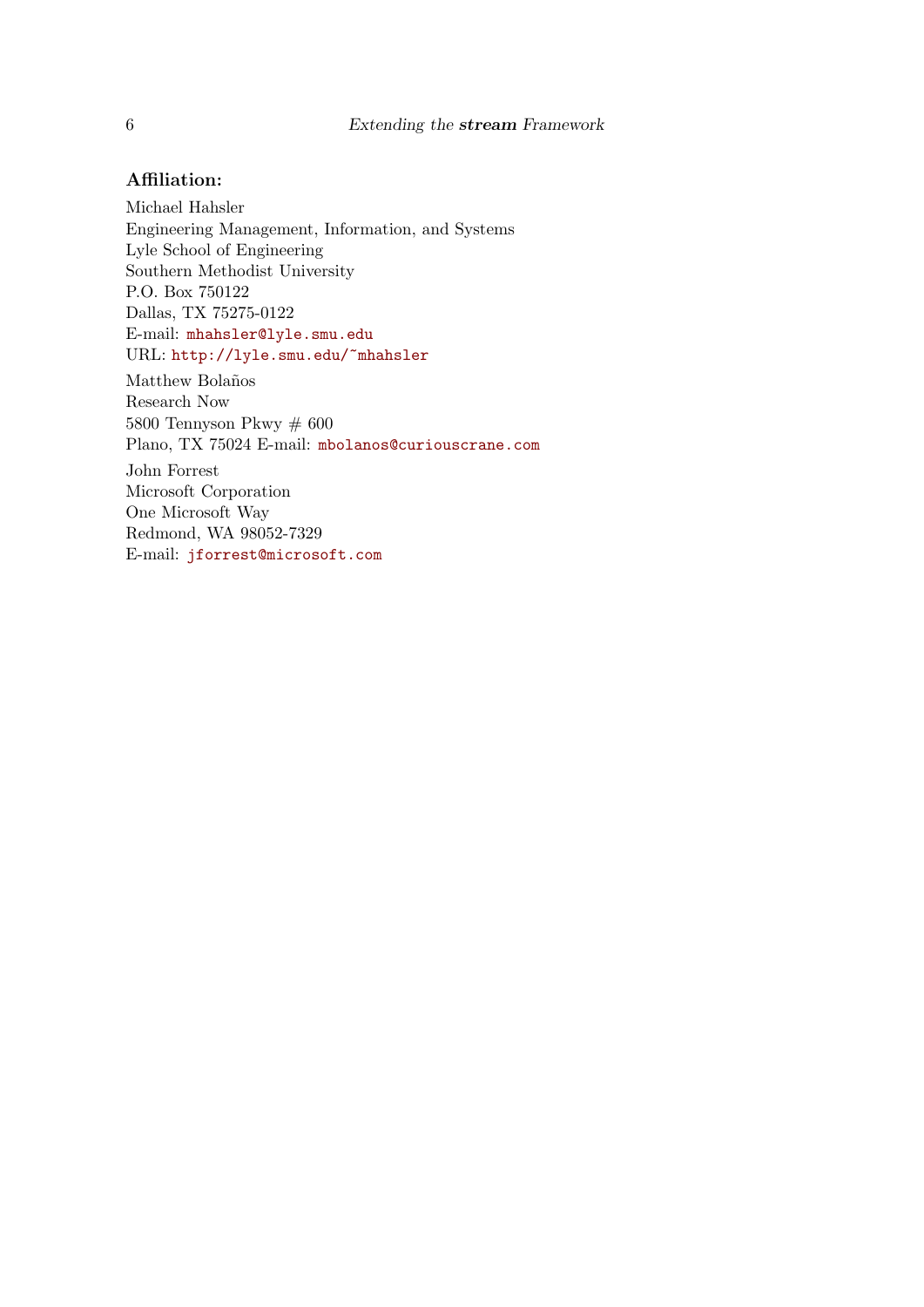**Affiliation:**

Michael Hahsler
Engineering Management, Information, and Systems
Lyle School of Engineering
Southern Methodist University
P.O. Box 750122
Dallas, TX 75275-0122
E-mail: mhahsler@lyle.smu.edu
URL: http://lyle.smu.edu/~mhahsler

Matthew Bolaños
Research Now
5800 Tennyson Pkwy # 600
Plano, TX 75024 E-mail: mbolanos@curiouscrane.com

John Forrest
Microsoft Corporation
One Microsoft Way
Redmond, WA 98052-7329
E-mail: jforrest@microsoft.com